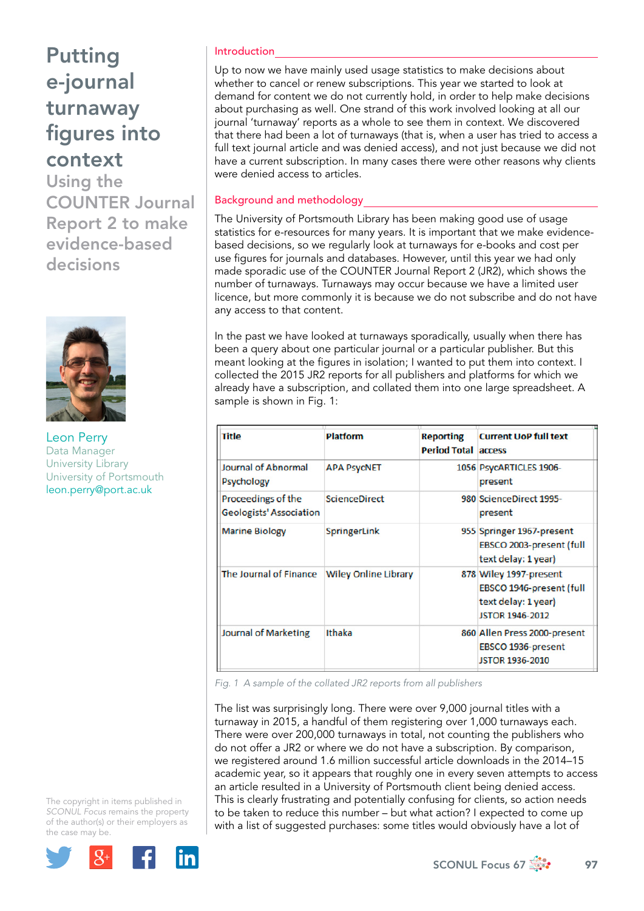# Putting e-journal turnaway figures into context

## Using the COUNTER Journal Report 2 to make evidence-based decisions

Leon Perry
Data Manager
University Library
University of Portsmouth
leon.perry@port.ac.uk

The copyright in items published in *SCONUL Focus* remains the property of the author(s) or their employers as the case may be.

### Introduction

Up to now we have mainly used usage statistics to make decisions about whether to cancel or renew subscriptions. This year we started to look at demand for content we do not currently hold, in order to help make decisions about purchasing as well. One strand of this work involved looking at all our journal 'turnaway' reports as a whole to see them in context. We discovered that there had been a lot of turnaways (that is, when a user has tried to access a full text journal article and was denied access), and not just because we did not have a current subscription. In many cases there were other reasons why clients were denied access to articles.

### Background and methodology

The University of Portsmouth Library has been making good use of usage statistics for e-resources for many years. It is important that we make evidence-based decisions, so we regularly look at turnaways for e-books and cost per use figures for journals and databases. However, until this year we had only made sporadic use of the COUNTER Journal Report 2 (JR2), which shows the number of turnaways. Turnaways may occur because we have a limited user licence, but more commonly it is because we do not subscribe and do not have any access to that content.

In the past we have looked at turnaways sporadically, usually when there has been a query about one particular journal or a particular publisher. But this meant looking at the figures in isolation; I wanted to put them into context. I collected the 2015 JR2 reports for all publishers and platforms for which we already have a subscription, and collated them into one large spreadsheet. A sample is shown in Fig. 1:

| Title | Platform | Reporting Period Total | Current UoP full text access |
|---|---|---|---|
| Journal of Abnormal Psychology | APA PsycNET | 1056 | PsycARTICLES 1906-present |
| Proceedings of the Geologists' Association | ScienceDirect | 980 | ScienceDirect 1995-present |
| Marine Biology | SpringerLink | 955 | Springer 1967-present<br>EBSCO 2003-present (full text delay: 1 year) |
| The Journal of Finance | Wiley Online Library | 878 | Wiley 1997-present<br>EBSCO 1946-present (full text delay: 1 year)<br>JSTOR 1946-2012 |
| Journal of Marketing | Ithaka | 860 | Allen Press 2000-present<br>EBSCO 1936-present<br>JSTOR 1936-2010 |

*Fig. 1 A sample of the collated JR2 reports from all publishers*

The list was surprisingly long. There were over 9,000 journal titles with a turnaway in 2015, a handful of them registering over 1,000 turnaways each. There were over 200,000 turnaways in total, not counting the publishers who do not offer a JR2 or where we do not have a subscription. By comparison, we registered around 1.6 million successful article downloads in the 2014–15 academic year, so it appears that roughly one in every seven attempts to access an article resulted in a University of Portsmouth client being denied access. This is clearly frustrating and potentially confusing for clients, so action needs to be taken to reduce this number – but what action? I expected to come up with a list of suggested purchases: some titles would obviously have a lot of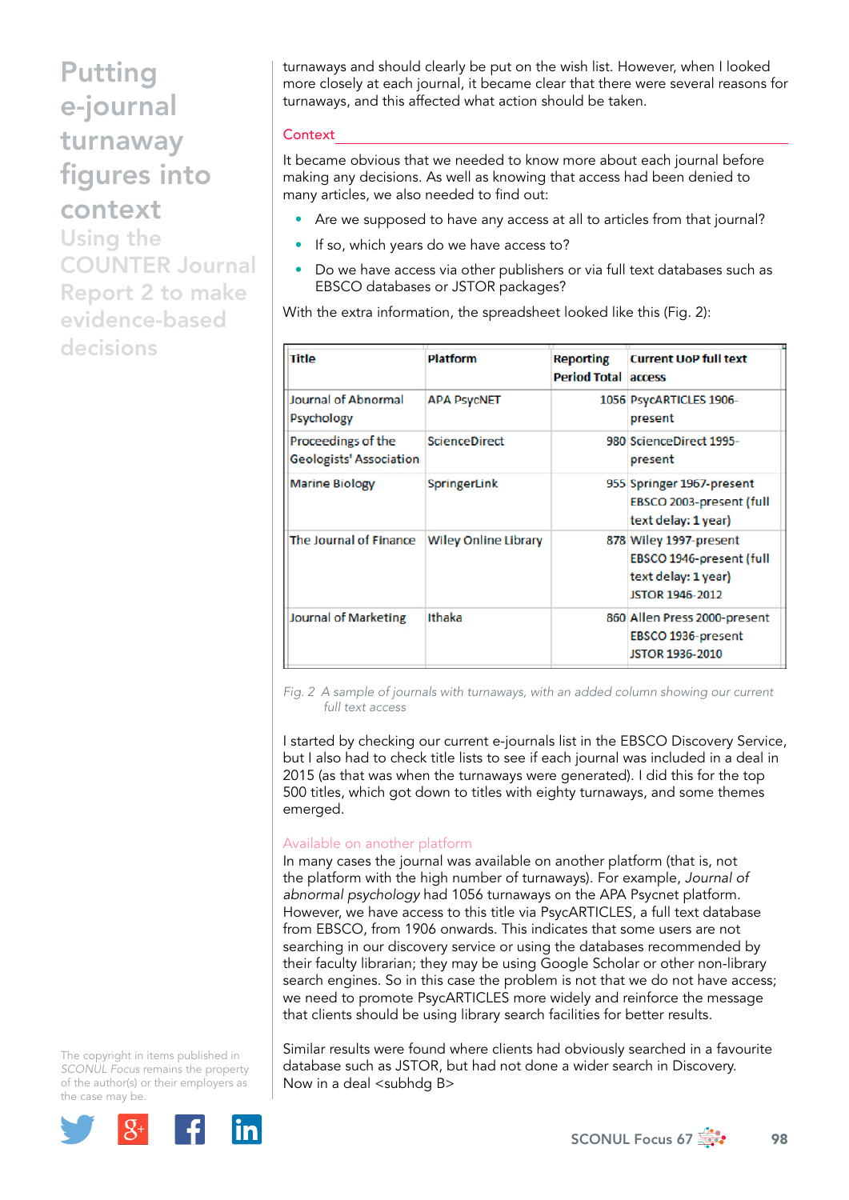# Putting e-journal turnaway figures into context

## Using the COUNTER Journal Report 2 to make evidence-based decisions

turnaways and should clearly be put on the wish list. However, when I looked more closely at each journal, it became clear that there were several reasons for turnaways, and this affected what action should be taken.

### Context

It became obvious that we needed to know more about each journal before making any decisions. As well as knowing that access had been denied to many articles, we also needed to find out:

- Are we supposed to have any access at all to articles from that journal?
- If so, which years do we have access to?
- Do we have access via other publishers or via full text databases such as EBSCO databases or JSTOR packages?

With the extra information, the spreadsheet looked like this (Fig. 2):

| Title | Platform | Reporting Period Total | Current UoP full text access |
|---|---|---|---|
| Journal of Abnormal Psychology | APA PsycNET | 1056 | PsycARTICLES 1906-present |
| Proceedings of the Geologists' Association | ScienceDirect | 980 | ScienceDirect 1995-present |
| Marine Biology | SpringerLink | 955 | Springer 1967-present EBSCO 2003-present (full text delay: 1 year) |
| The Journal of Finance | Wiley Online Library | 878 | Wiley 1997-present EBSCO 1946-present (full text delay: 1 year) JSTOR 1946-2012 |
| Journal of Marketing | Ithaka | 860 | Allen Press 2000-present EBSCO 1936-present JSTOR 1936-2010 |

*Fig. 2 A sample of journals with turnaways, with an added column showing our current full text access*

I started by checking our current e-journals list in the EBSCO Discovery Service, but I also had to check title lists to see if each journal was included in a deal in 2015 (as that was when the turnaways were generated). I did this for the top 500 titles, which got down to titles with eighty turnaways, and some themes emerged.

#### Available on another platform

In many cases the journal was available on another platform (that is, not the platform with the high number of turnaways). For example, *Journal of abnormal psychology* had 1056 turnaways on the APA Psycnet platform. However, we have access to this title via PsycARTICLES, a full text database from EBSCO, from 1906 onwards. This indicates that some users are not searching in our discovery service or using the databases recommended by their faculty librarian; they may be using Google Scholar or other non-library search engines. So in this case the problem is not that we do not have access; we need to promote PsycARTICLES more widely and reinforce the message that clients should be using library search facilities for better results.

Similar results were found where clients had obviously searched in a favourite database such as JSTOR, but had not done a wider search in Discovery.

Now in a deal <subhdg B>

The copyright in items published in *SCONUL Focus* remains the property of the author(s) or their employers as the case may be.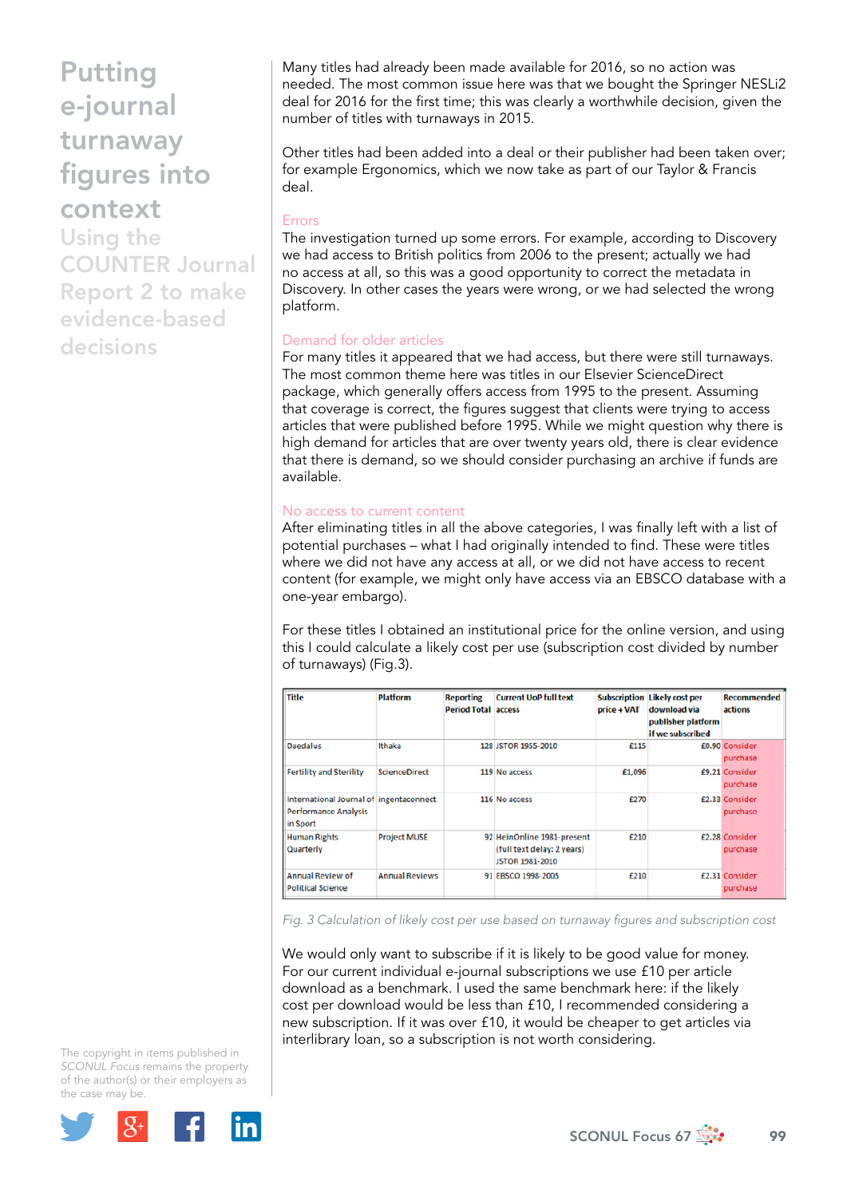# Putting e-journal turnaway figures into context

## Using the COUNTER Journal Report 2 to make evidence-based decisions

Many titles had already been made available for 2016, so no action was needed. The most common issue here was that we bought the Springer NESLi2 deal for 2016 for the first time; this was clearly a worthwhile decision, given the number of titles with turnaways in 2015.

Other titles had been added into a deal or their publisher had been taken over; for example Ergonomics, which we now take as part of our Taylor & Francis deal.

### Errors

The investigation turned up some errors. For example, according to Discovery we had access to British politics from 2006 to the present; actually we had no access at all, so this was a good opportunity to correct the metadata in Discovery. In other cases the years were wrong, or we had selected the wrong platform.

### Demand for older articles

For many titles it appeared that we had access, but there were still turnaways. The most common theme here was titles in our Elsevier ScienceDirect package, which generally offers access from 1995 to the present. Assuming that coverage is correct, the figures suggest that clients were trying to access articles that were published before 1995. While we might question why there is high demand for articles that are over twenty years old, there is clear evidence that there is demand, so we should consider purchasing an archive if funds are available.

### No access to current content

After eliminating titles in all the above categories, I was finally left with a list of potential purchases – what I had originally intended to find. These were titles where we did not have any access at all, or we did not have access to recent content (for example, we might only have access via an EBSCO database with a one-year embargo).

For these titles I obtained an institutional price for the online version, and using this I could calculate a likely cost per use (subscription cost divided by number of turnaways) (Fig.3).

| Title | Platform | Reporting Period Total | Current UoP full text access | Subscription price + VAT | Likely cost per download via publisher platform if we subscribed | Recommended actions |
|---|---|---|---|---|---|---|
| Daedalus | Ithaka | 128 | JSTOR 1955-2010 | £115 | £0.90 | Consider purchase |
| Fertility and Sterility | ScienceDirect | 119 | No access | £1,096 | £9.21 | Consider purchase |
| International Journal of Performance Analysis in Sport | ingentaconnect | 116 | No access | £270 | £2.33 | Consider purchase |
| Human Rights Quarterly | Project MUSE | 92 | HeinOnline 1981-present (full text delay: 2 years) JSTOR 1981-2010 | £210 | £2.28 | Consider purchase |
| Annual Review of Political Science | Annual Reviews | 91 | EBSCO 1998-2005 | £210 | £2.31 | Consider purchase |

*Fig. 3 Calculation of likely cost per use based on turnaway figures and subscription cost*

We would only want to subscribe if it is likely to be good value for money. For our current individual e-journal subscriptions we use £10 per article download as a benchmark. I used the same benchmark here: if the likely cost per download would be less than £10, I recommended considering a new subscription. If it was over £10, it would be cheaper to get articles via interlibrary loan, so a subscription is not worth considering.

The copyright in items published in *SCONUL Focus* remains the property of the author(s) or their employers as the case may be.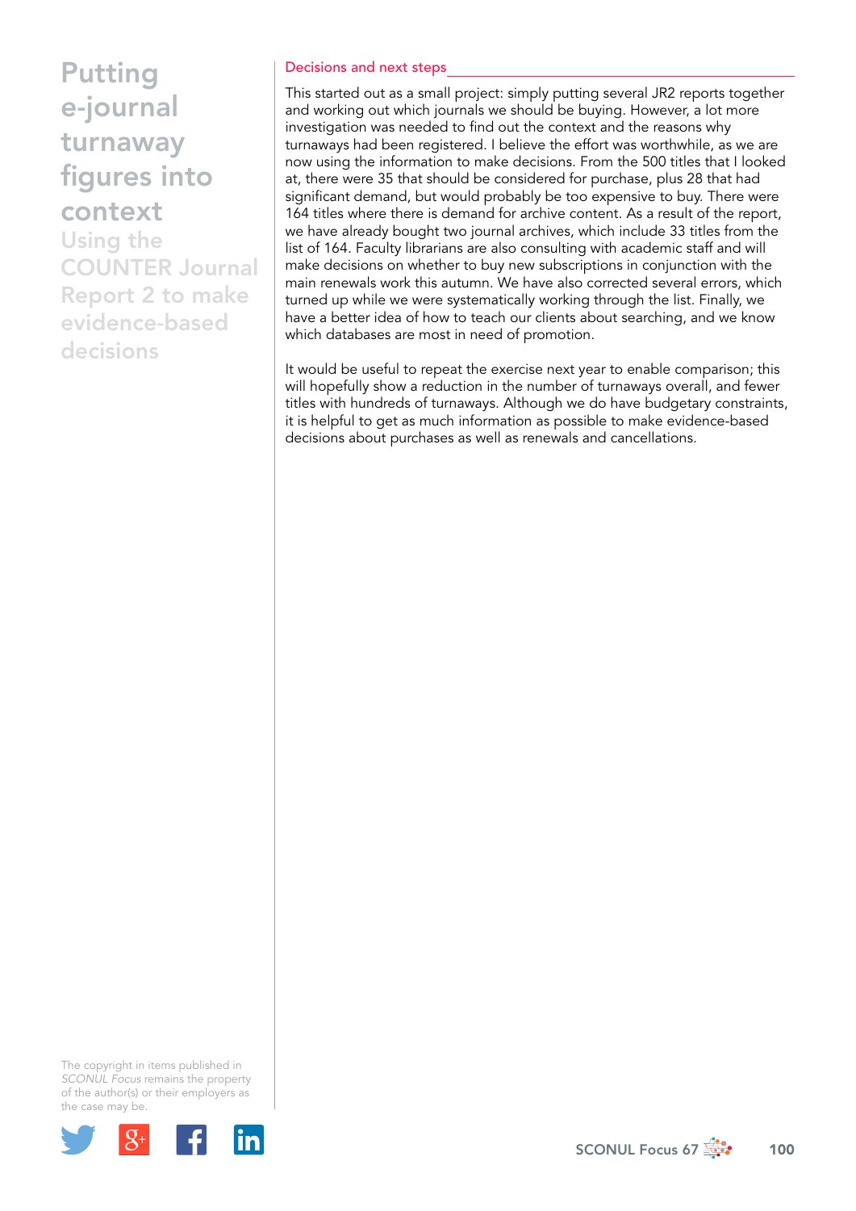## Decisions and next steps

This started out as a small project: simply putting several JR2 reports together and working out which journals we should be buying. However, a lot more investigation was needed to find out the context and the reasons why turnaways had been registered. I believe the effort was worthwhile, as we are now using the information to make decisions. From the 500 titles that I looked at, there were 35 that should be considered for purchase, plus 28 that had significant demand, but would probably be too expensive to buy. There were 164 titles where there is demand for archive content. As a result of the report, we have already bought two journal archives, which include 33 titles from the list of 164. Faculty librarians are also consulting with academic staff and will make decisions on whether to buy new subscriptions in conjunction with the main renewals work this autumn. We have also corrected several errors, which turned up while we were systematically working through the list. Finally, we have a better idea of how to teach our clients about searching, and we know which databases are most in need of promotion.

It would be useful to repeat the exercise next year to enable comparison; this will hopefully show a reduction in the number of turnaways overall, and fewer titles with hundreds of turnaways. Although we do have budgetary constraints, it is helpful to get as much information as possible to make evidence-based decisions about purchases as well as renewals and cancellations.

The copyright in items published in *SCONUL Focus* remains the property of the author(s) or their employers as the case may be.